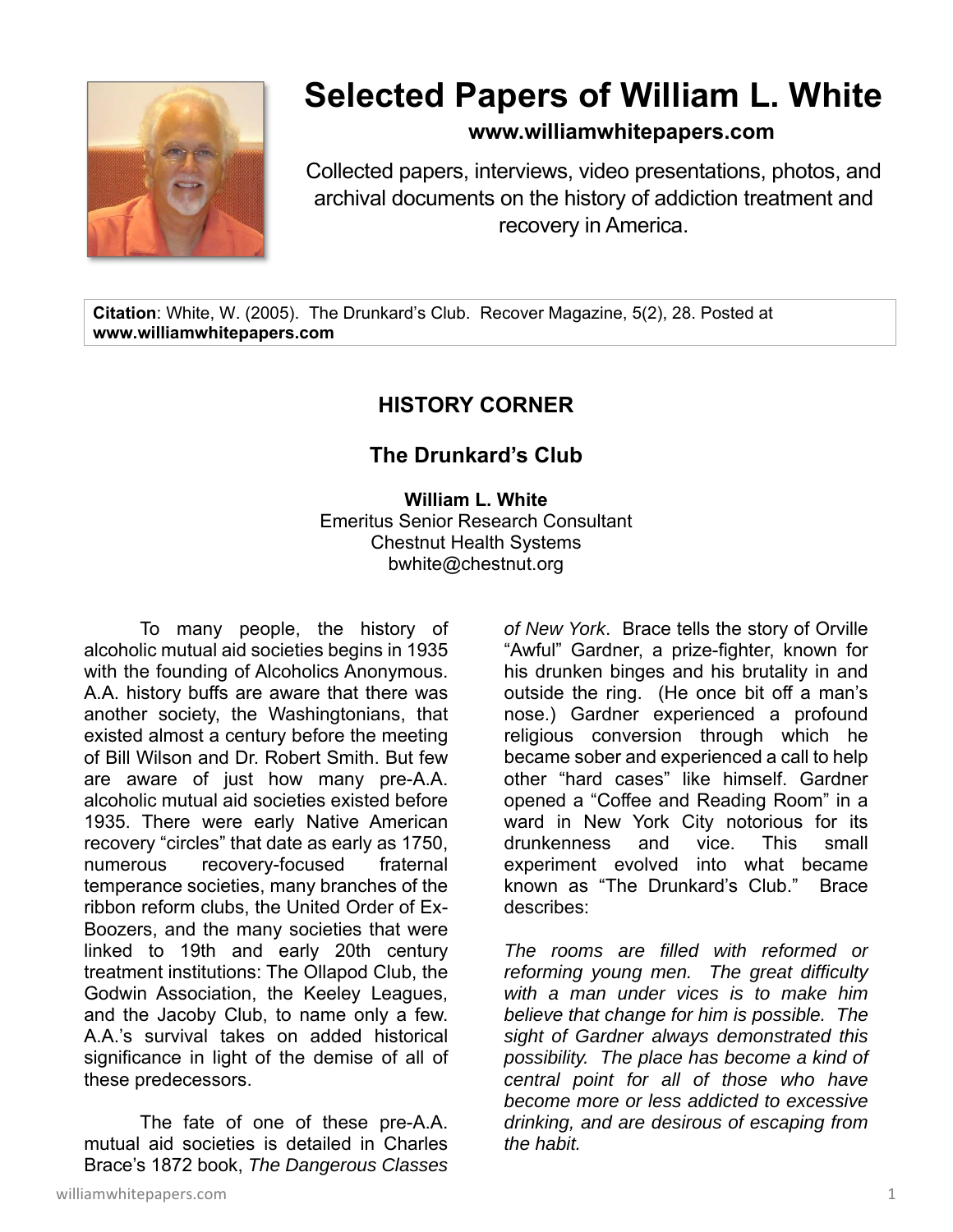# Selected Papers of William L. White

**www.williamwhitepapers.com**

Collected papers, interviews, video presentations, photos, and archival documents on the history of addiction treatment and recovery in America.

**Citation**: White, W. (2005). The Drunkard's Club. Recover Magazine, 5(2), 28. Posted at **www.williamwhitepapers.com**

## HISTORY CORNER

## The Drunkard's Club

**William L. White**
Emeritus Senior Research Consultant
Chestnut Health Systems
bwhite@chestnut.org

To many people, the history of alcoholic mutual aid societies begins in 1935 with the founding of Alcoholics Anonymous. A.A. history buffs are aware that there was another society, the Washingtonians, that existed almost a century before the meeting of Bill Wilson and Dr. Robert Smith. But few are aware of just how many pre-A.A. alcoholic mutual aid societies existed before 1935. There were early Native American recovery "circles" that date as early as 1750, numerous recovery-focused fraternal temperance societies, many branches of the ribbon reform clubs, the United Order of Ex-Boozers, and the many societies that were linked to 19th and early 20th century treatment institutions: The Ollapod Club, the Godwin Association, the Keeley Leagues, and the Jacoby Club, to name only a few. A.A.'s survival takes on added historical significance in light of the demise of all of these predecessors.

The fate of one of these pre-A.A. mutual aid societies is detailed in Charles Brace's 1872 book, *The Dangerous Classes of New York*. Brace tells the story of Orville "Awful" Gardner, a prize-fighter, known for his drunken binges and his brutality in and outside the ring. (He once bit off a man's nose.) Gardner experienced a profound religious conversion through which he became sober and experienced a call to help other "hard cases" like himself. Gardner opened a "Coffee and Reading Room" in a ward in New York City notorious for its drunkenness and vice. This small experiment evolved into what became known as "The Drunkard's Club." Brace describes:

*The rooms are filled with reformed or reforming young men. The great difficulty with a man under vices is to make him believe that change for him is possible. The sight of Gardner always demonstrated this possibility. The place has become a kind of central point for all of those who have become more or less addicted to excessive drinking, and are desirous of escaping from the habit.*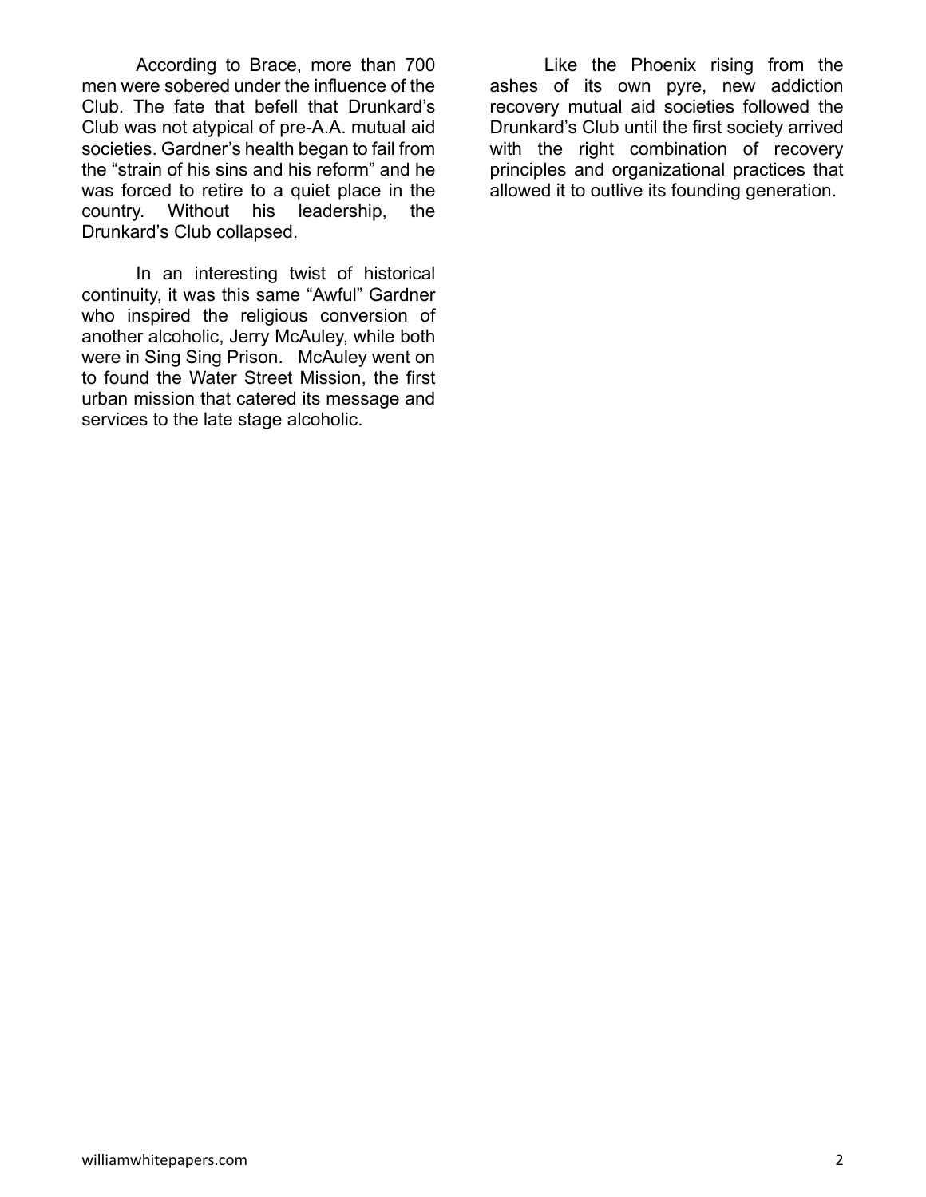According to Brace, more than 700 men were sobered under the influence of the Club. The fate that befell that Drunkard's Club was not atypical of pre-A.A. mutual aid societies. Gardner's health began to fail from the "strain of his sins and his reform" and he was forced to retire to a quiet place in the country. Without his leadership, the Drunkard's Club collapsed.

In an interesting twist of historical continuity, it was this same "Awful" Gardner who inspired the religious conversion of another alcoholic, Jerry McAuley, while both were in Sing Sing Prison. McAuley went on to found the Water Street Mission, the first urban mission that catered its message and services to the late stage alcoholic.

Like the Phoenix rising from the ashes of its own pyre, new addiction recovery mutual aid societies followed the Drunkard's Club until the first society arrived with the right combination of recovery principles and organizational practices that allowed it to outlive its founding generation.